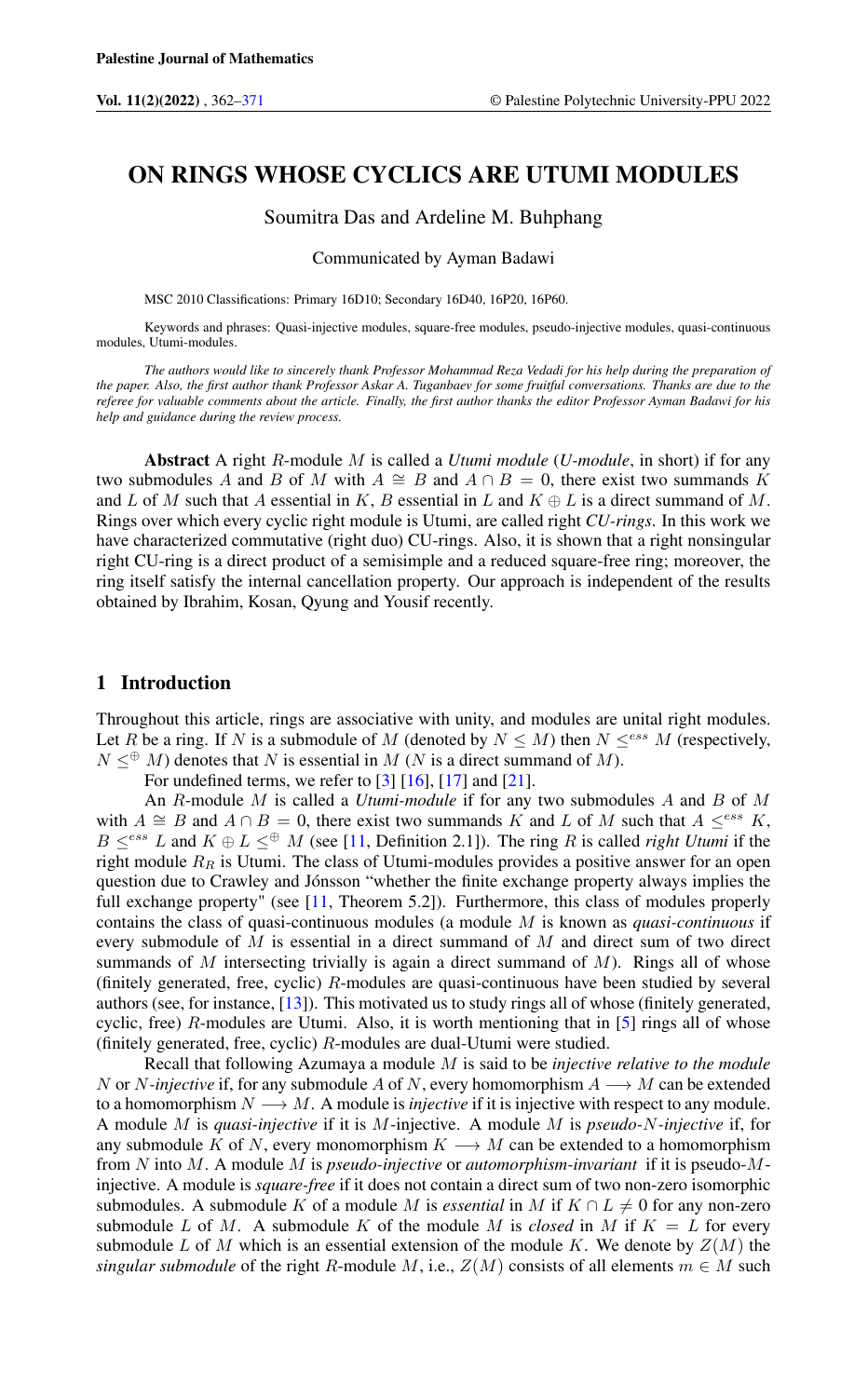# ON RINGS WHOSE CYCLICS ARE UTUMI MODULES

Soumitra Das and Ardeline M. Buhphang

Communicated by Ayman Badawi

MSC 2010 Classifications: Primary 16D10; Secondary 16D40, 16P20, 16P60.

Keywords and phrases: Quasi-injective modules, square-free modules, pseudo-injective modules, quasi-continuous modules, Utumi-modules.

*The authors would like to sincerely thank Professor Mohammad Reza Vedadi for his help during the preparation of the paper. Also, the first author thank Professor Askar A. Tuganbaev for some fruitful conversations. Thanks are due to the referee for valuable comments about the article. Finally, the first author thanks the editor Professor Ayman Badawi for his help and guidance during the review process.*

**Abstract** A right $R$-module $M$ is called a *Utumi module* (*U-module*, in short) if for any two submodules $A$ and $B$ of $M$ with $A \cong B$ and $A \cap B = 0$, there exist two summands $K$ and $L$ of $M$ such that $A$ essential in $K$, $B$ essential in $L$ and $K \oplus L$ is a direct summand of $M$. Rings over which every cyclic right module is Utumi, are called right *CU-rings*. In this work we have characterized commutative (right duo) CU-rings. Also, it is shown that a right nonsingular right CU-ring is a direct product of a semisimple and a reduced square-free ring; moreover, the ring itself satisfy the internal cancellation property. Our approach is independent of the results obtained by Ibrahim, Kosan, Qyung and Yousif recently.

## 1 Introduction

Throughout this article, rings are associative with unity, and modules are unital right modules. Let $R$ be a ring. If $N$ is a submodule of $M$ (denoted by $N \leq M$) then $N \leq^{ess} M$ (respectively, $N \leq^{\oplus} M$) denotes that $N$ is essential in $M$ ($N$ is a direct summand of $M$).

For undefined terms, we refer to [3] [16], [17] and [21].

An $R$-module $M$ is called a *Utumi-module* if for any two submodules $A$ and $B$ of $M$ with $A \cong B$ and $A \cap B = 0$, there exist two summands $K$ and $L$ of $M$ such that $A \leq^{ess} K$, $B \leq^{ess} L$ and $K \oplus L \leq^{\oplus} M$ (see [11, Definition 2.1]). The ring $R$ is called *right Utumi* if the right module $R_R$ is Utumi. The class of Utumi-modules provides a positive answer for an open question due to Crawley and Jónsson "whether the finite exchange property always implies the full exchange property" (see [11, Theorem 5.2]). Furthermore, this class of modules properly contains the class of quasi-continuous modules (a module $M$ is known as *quasi-continuous* if every submodule of $M$ is essential in a direct summand of $M$ and direct sum of two direct summands of $M$ intersecting trivially is again a direct summand of $M$). Rings all of whose (finitely generated, free, cyclic) $R$-modules are quasi-continuous have been studied by several authors (see, for instance, [13]). This motivated us to study rings all of whose (finitely generated, cyclic, free) $R$-modules are Utumi. Also, it is worth mentioning that in [5] rings all of whose (finitely generated, free, cyclic) $R$-modules are dual-Utumi were studied.

Recall that following Azumaya a module $M$ is said to be *injective relative to the module* $N$ or $N$*-injective* if, for any submodule $A$ of $N$, every homomorphism $A \longrightarrow M$ can be extended to a homomorphism $N \longrightarrow M$. A module is *injective* if it is injective with respect to any module. A module $M$ is *quasi-injective* if it is $M$-injective. A module $M$ is *pseudo-*$N$*-injective* if, for any submodule $K$ of $N$, every monomorphism $K \longrightarrow M$ can be extended to a homomorphism from $N$ into $M$. A module $M$ is *pseudo-injective* or *automorphism-invariant* if it is pseudo-$M$-injective. A module is *square-free* if it does not contain a direct sum of two non-zero isomorphic submodules. A submodule $K$ of a module $M$ is *essential* in $M$ if $K \cap L \neq 0$ for any non-zero submodule $L$ of $M$. A submodule $K$ of the module $M$ is *closed* in $M$ if $K = L$ for every submodule $L$ of $M$ which is an essential extension of the module $K$. We denote by $Z(M)$ the *singular submodule* of the right $R$-module $M$, i.e., $Z(M)$ consists of all elements $m \in M$ such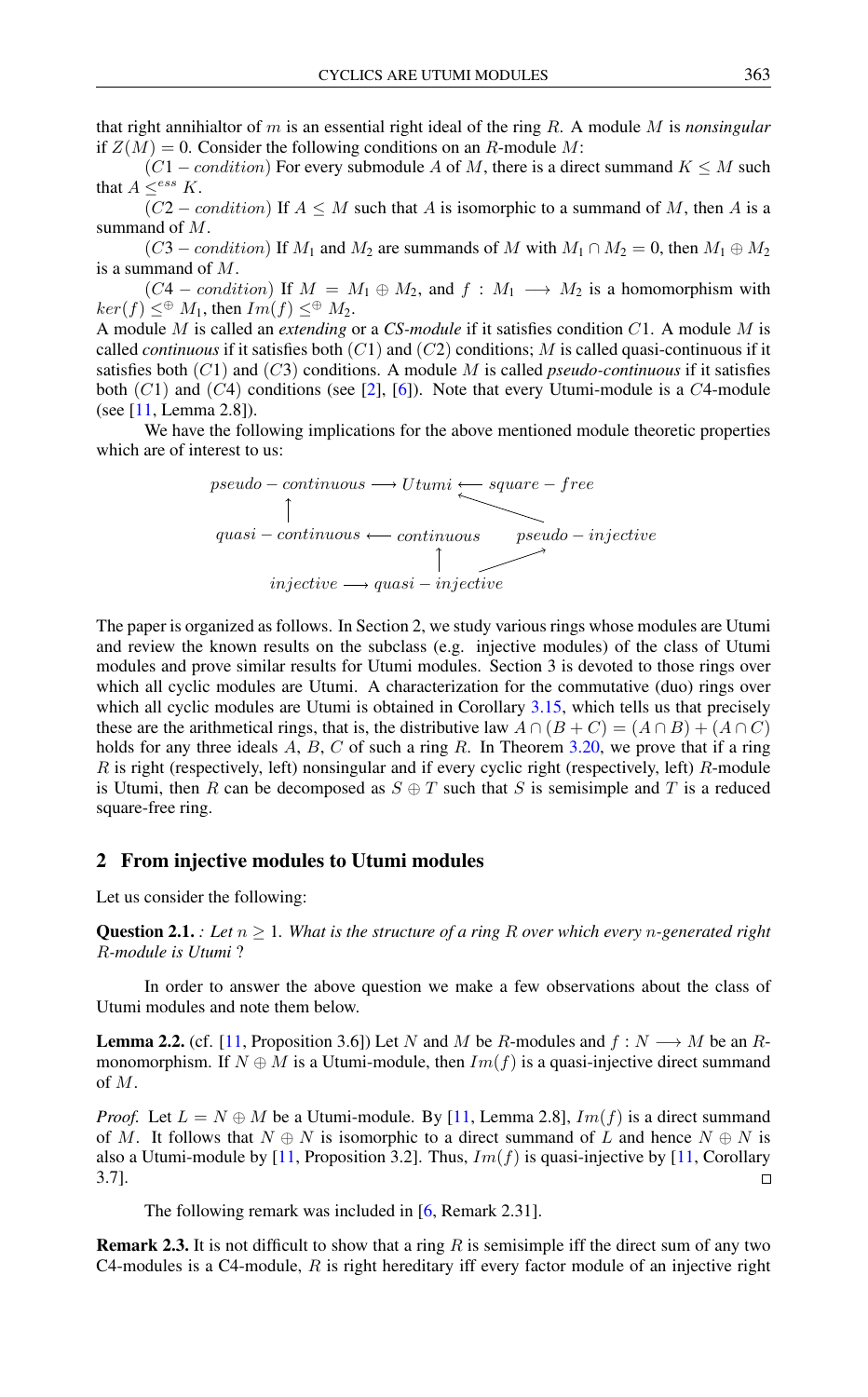that right annihialtor of $m$ is an essential right ideal of the ring $R$. A module $M$ is *nonsingular* if $Z(M) = 0$. Consider the following conditions on an $R$-module $M$:

($C1-condition$) For every submodule $A$ of $M$, there is a direct summand $K \leq M$ such that $A \leq^{ess} K$.

($C2-condition$) If $A \leq M$ such that $A$ is isomorphic to a summand of $M$, then $A$ is a summand of $M$.

($C3-condition$) If $M_1$ and $M_2$ are summands of $M$ with $M_1 \cap M_2 = 0$, then $M_1 \oplus M_2$ is a summand of $M$.

($C4-condition$) If $M = M_1 \oplus M_2$, and $f : M_1 \longrightarrow M_2$ is a homomorphism with $ker(f) \leq^{\oplus} M_1$, then $Im(f) \leq^{\oplus} M_2$.

A module $M$ is called an *extending* or a *CS-module* if it satisfies condition $C1$. A module $M$ is called *continuous* if it satisfies both ($C1$) and ($C2$) conditions; $M$ is called quasi-continuous if it satisfies both ($C1$) and ($C3$) conditions. A module $M$ is called *pseudo-continuous* if it satisfies both ($C1$) and ($C4$) conditions (see [2], [6]). Note that every Utumi-module is a $C4$-module (see [11, Lemma 2.8]).

We have the following implications for the above mentioned module theoretic properties which are of interest to us:

```
pseudo-continuous ⟶ Utumi ⟵ square-free
        ↑                ↖
quasi-continuous ⟵ continuous     pseudo-injective
                        ↑        ↗
          injective ⟶ quasi-injective
```

The paper is organized as follows. In Section 2, we study various rings whose modules are Utumi and review the known results on the subclass (e.g. injective modules) of the class of Utumi modules and prove similar results for Utumi modules. Section 3 is devoted to those rings over which all cyclic modules are Utumi. A characterization for the commutative (duo) rings over which all cyclic modules are Utumi is obtained in Corollary 3.15, which tells us that precisely these are the arithmetical rings, that is, the distributive law $A \cap (B + C) = (A \cap B) + (A \cap C)$ holds for any three ideals $A$, $B$, $C$ of such a ring $R$. In Theorem 3.20, we prove that if a ring $R$ is right (respectively, left) nonsingular and if every cyclic right (respectively, left) $R$-module is Utumi, then $R$ can be decomposed as $S \oplus T$ such that $S$ is semisimple and $T$ is a reduced square-free ring.

## 2 From injective modules to Utumi modules

Let us consider the following:

**Question 2.1.** *: Let $n \geq 1$. What is the structure of a ring $R$ over which every $n$-generated right $R$-module is Utumi ?*

In order to answer the above question we make a few observations about the class of Utumi modules and note them below.

**Lemma 2.2.** (cf. [11, Proposition 3.6]) Let $N$ and $M$ be $R$-modules and $f : N \longrightarrow M$ be an $R$-monomorphism. If $N \oplus M$ is a Utumi-module, then $Im(f)$ is a quasi-injective direct summand of $M$.

*Proof.* Let $L = N \oplus M$ be a Utumi-module. By [11, Lemma 2.8], $Im(f)$ is a direct summand of $M$. It follows that $N \oplus N$ is isomorphic to a direct summand of $L$ and hence $N \oplus N$ is also a Utumi-module by [11, Proposition 3.2]. Thus, $Im(f)$ is quasi-injective by [11, Corollary 3.7]. □

The following remark was included in [6, Remark 2.31].

**Remark 2.3.** It is not difficult to show that a ring $R$ is semisimple iff the direct sum of any two C4-modules is a C4-module, $R$ is right hereditary iff every factor module of an injective right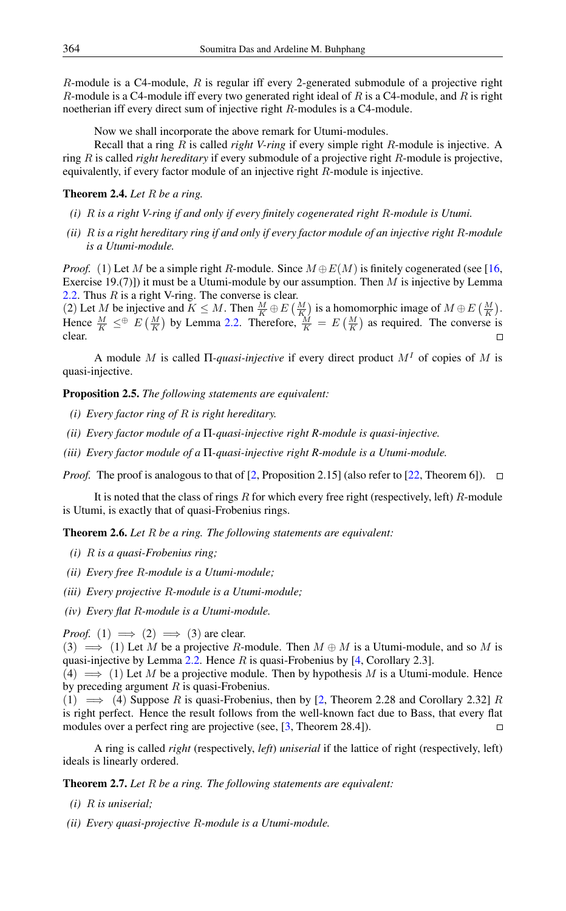$R$-module is a C4-module, $R$ is regular iff every 2-generated submodule of a projective right $R$-module is a C4-module iff every two generated right ideal of $R$ is a C4-module, and $R$ is right noetherian iff every direct sum of injective right $R$-modules is a C4-module.

Now we shall incorporate the above remark for Utumi-modules.

Recall that a ring $R$ is called *right V-ring* if every simple right $R$-module is injective. A ring $R$ is called *right hereditary* if every submodule of a projective right $R$-module is projective, equivalently, if every factor module of an injective right $R$-module is injective.

**Theorem 2.4.** *Let $R$ be a ring.*

*(i) $R$ is a right V-ring if and only if every finitely cogenerated right $R$-module is Utumi.*

*(ii) $R$ is a right hereditary ring if and only if every factor module of an injective right $R$-module is a Utumi-module.*

*Proof.* (1) Let $M$ be a simple right $R$-module. Since $M \oplus E(M)$ is finitely cogenerated (see [16, Exercise 19.(7)]) it must be a Utumi-module by our assumption. Then $M$ is injective by Lemma 2.2. Thus $R$ is a right V-ring. The converse is clear.
(2) Let $M$ be injective and $K \leq M$. Then $\frac{M}{K} \oplus E\left(\frac{M}{K}\right)$ is a homomorphic image of $M \oplus E\left(\frac{M}{K}\right)$. Hence $\frac{M}{K} \leq^{\oplus} E\left(\frac{M}{K}\right)$ by Lemma 2.2. Therefore, $\frac{M}{K} = E\left(\frac{M}{K}\right)$ as required. The converse is clear. □

A module $M$ is called $\Pi$-*quasi-injective* if every direct product $M^I$ of copies of $M$ is quasi-injective.

**Proposition 2.5.** *The following statements are equivalent:*

*(i) Every factor ring of $R$ is right hereditary.*

*(ii) Every factor module of a $\Pi$-quasi-injective right R-module is quasi-injective.*

*(iii) Every factor module of a $\Pi$-quasi-injective right R-module is a Utumi-module.*

*Proof.* The proof is analogous to that of [2, Proposition 2.15] (also refer to [22, Theorem 6]). □

It is noted that the class of rings $R$ for which every free right (respectively, left) $R$-module is Utumi, is exactly that of quasi-Frobenius rings.

**Theorem 2.6.** *Let $R$ be a ring. The following statements are equivalent:*

*(i) $R$ is a quasi-Frobenius ring;*

*(ii) Every free $R$-module is a Utumi-module;*

*(iii) Every projective $R$-module is a Utumi-module;*

*(iv) Every flat $R$-module is a Utumi-module.*

*Proof.* $(1) \implies (2) \implies (3)$ are clear.
$(3) \implies (1)$ Let $M$ be a projective $R$-module. Then $M \oplus M$ is a Utumi-module, and so $M$ is quasi-injective by Lemma 2.2. Hence $R$ is quasi-Frobenius by [4, Corollary 2.3].
$(4) \implies (1)$ Let $M$ be a projective module. Then by hypothesis $M$ is a Utumi-module. Hence by preceding argument $R$ is quasi-Frobenius.
$(1) \implies (4)$ Suppose $R$ is quasi-Frobenius, then by [2, Theorem 2.28 and Corollary 2.32] $R$ is right perfect. Hence the result follows from the well-known fact due to Bass, that every flat modules over a perfect ring are projective (see, [3, Theorem 28.4]). □

A ring is called *right* (respectively, *left*) *uniserial* if the lattice of right (respectively, left) ideals is linearly ordered.

**Theorem 2.7.** *Let $R$ be a ring. The following statements are equivalent:*

*(i) $R$ is uniserial;*

*(ii) Every quasi-projective $R$-module is a Utumi-module.*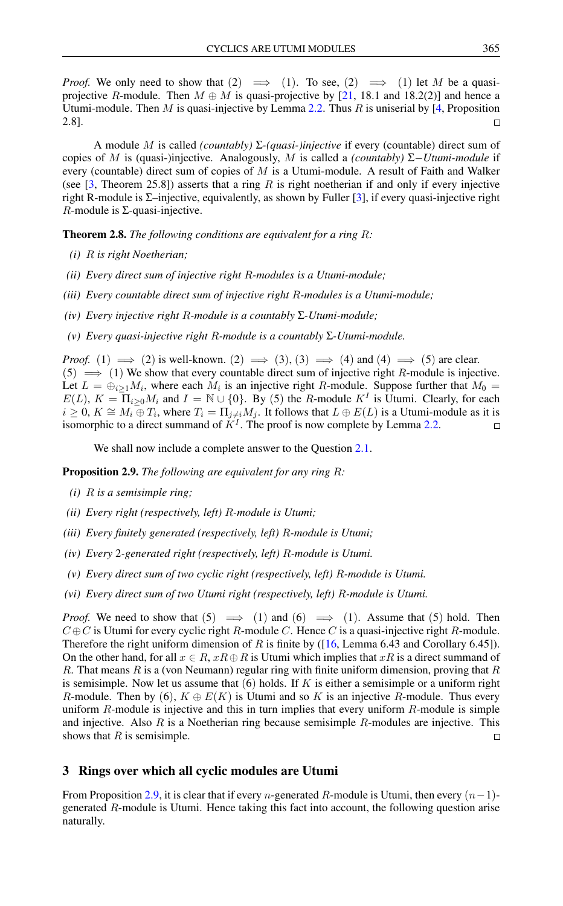*Proof.* We only need to show that (2) $\implies$ (1). To see, (2) $\implies$ (1) let $M$ be a quasi-projective $R$-module. Then $M \oplus M$ is quasi-projective by [21, 18.1 and 18.2(2)] and hence a Utumi-module. Then $M$ is quasi-injective by Lemma 2.2. Thus $R$ is uniserial by [4, Proposition 2.8]. □

A module $M$ is called *(countably) $\Sigma$-(quasi-)injective* if every (countable) direct sum of copies of $M$ is (quasi-)injective. Analogously, $M$ is called a *(countably) $\Sigma-$Utumi-module* if every (countable) direct sum of copies of $M$ is a Utumi-module. A result of Faith and Walker (see [3, Theorem 25.8]) asserts that a ring $R$ is right noetherian if and only if every injective right R-module is $\Sigma$–injective, equivalently, as shown by Fuller [3], if every quasi-injective right $R$-module is $\Sigma$-quasi-injective.

**Theorem 2.8.** *The following conditions are equivalent for a ring $R$:*

*(i) $R$ is right Noetherian;*

*(ii) Every direct sum of injective right $R$-modules is a Utumi-module;*

*(iii) Every countable direct sum of injective right $R$-modules is a Utumi-module;*

*(iv) Every injective right $R$-module is a countably $\Sigma$-Utumi-module;*

*(v) Every quasi-injective right $R$-module is a countably $\Sigma$-Utumi-module.*

*Proof.* (1) $\implies$ (2) is well-known. (2) $\implies$ (3), (3) $\implies$ (4) and (4) $\implies$ (5) are clear. (5) $\implies$ (1) We show that every countable direct sum of injective right $R$-module is injective. Let $L = \oplus_{i \geq 1} M_i$, where each $M_i$ is an injective right $R$-module. Suppose further that $M_0 = E(L)$, $K = \Pi_{i \geq 0} M_i$ and $I = \mathbb{N} \cup \{0\}$. By (5) the $R$-module $K^I$ is Utumi. Clearly, for each $i \geq 0$, $K \cong M_i \oplus T_i$, where $T_i = \Pi_{j \neq i} M_j$. It follows that $L \oplus E(L)$ is a Utumi-module as it is isomorphic to a direct summand of $K^I$. The proof is now complete by Lemma 2.2. □

We shall now include a complete answer to the Question 2.1.

**Proposition 2.9.** *The following are equivalent for any ring $R$:*

*(i) $R$ is a semisimple ring;*

*(ii) Every right (respectively, left) $R$-module is Utumi;*

*(iii) Every finitely generated (respectively, left) $R$-module is Utumi;*

*(iv) Every 2-generated right (respectively, left) $R$-module is Utumi.*

*(v) Every direct sum of two cyclic right (respectively, left) $R$-module is Utumi.*

*(vi) Every direct sum of two Utumi right (respectively, left) $R$-module is Utumi.*

*Proof.* We need to show that (5) $\implies$ (1) and (6) $\implies$ (1). Assume that (5) hold. Then $C \oplus C$ is Utumi for every cyclic right $R$-module $C$. Hence $C$ is a quasi-injective right $R$-module. Therefore the right uniform dimension of $R$ is finite by ([16, Lemma 6.43 and Corollary 6.45]). On the other hand, for all $x \in R$, $xR \oplus R$ is Utumi which implies that $xR$ is a direct summand of $R$. That means $R$ is a (von Neumann) regular ring with finite uniform dimension, proving that $R$ is semisimple. Now let us assume that (6) holds. If $K$ is either a semisimple or a uniform right $R$-module. Then by (6), $K \oplus E(K)$ is Utumi and so $K$ is an injective $R$-module. Thus every uniform $R$-module is injective and this in turn implies that every uniform $R$-module is simple and injective. Also $R$ is a Noetherian ring because semisimple $R$-modules are injective. This shows that $R$ is semisimple. □

## 3 Rings over which all cyclic modules are Utumi

From Proposition 2.9, it is clear that if every $n$-generated $R$-module is Utumi, then every $(n-1)$-generated $R$-module is Utumi. Hence taking this fact into account, the following question arise naturally.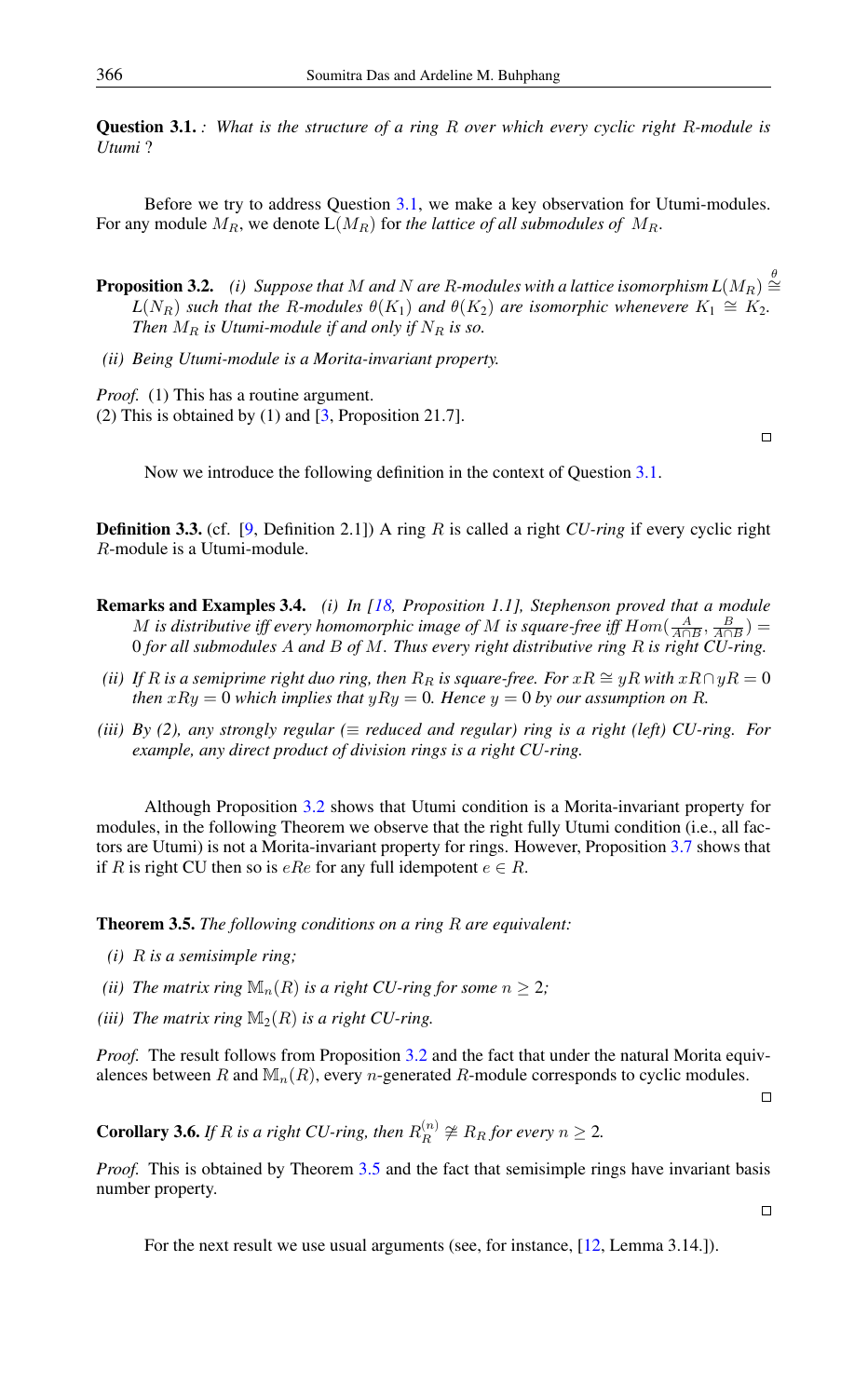**Question 3.1.** *: What is the structure of a ring $R$ over which every cyclic right $R$-module is Utumi ?*

Before we try to address Question 3.1, we make a key observation for Utumi-modules. For any module $M_R$, we denote $\mathrm{L}(M_R)$ for *the lattice of all submodules of* $M_R$.

**Proposition 3.2.** *(i) Suppose that $M$ and $N$ are $R$-modules with a lattice isomorphism $\mathrm{L}(M_R) \overset{\theta}{\cong} L(N_R)$ such that the $R$-modules $\theta(K_1)$ and $\theta(K_2)$ are isomorphic whenever $K_1 \cong K_2$. Then $M_R$ is Utumi-module if and only if $N_R$ is so.*

*(ii) Being Utumi-module is a Morita-invariant property.*

*Proof.* (1) This has a routine argument.
(2) This is obtained by (1) and [3, Proposition 21.7]. □

Now we introduce the following definition in the context of Question 3.1.

**Definition 3.3.** (cf. [9, Definition 2.1]) A ring $R$ is called a right *CU-ring* if every cyclic right $R$-module is a Utumi-module.

**Remarks and Examples 3.4.** *(i) In [18, Proposition 1.1], Stephenson proved that a module $M$ is distributive iff every homomorphic image of $M$ is square-free iff $Hom(\frac{A}{A\cap B}, \frac{B}{A\cap B}) = 0$ for all submodules $A$ and $B$ of $M$. Thus every right distributive ring $R$ is right CU-ring.*

*(ii) If $R$ is a semiprime right duo ring, then $R_R$ is square-free. For $xR \cong yR$ with $xR \cap yR = 0$ then $xRy = 0$ which implies that $yRy = 0$. Hence $y = 0$ by our assumption on $R$.*

*(iii) By (2), any strongly regular ($\equiv$ reduced and regular) ring is a right (left) CU-ring. For example, any direct product of division rings is a right CU-ring.*

Although Proposition 3.2 shows that Utumi condition is a Morita-invariant property for modules, in the following Theorem we observe that the right fully Utumi condition (i.e., all factors are Utumi) is not a Morita-invariant property for rings. However, Proposition 3.7 shows that if $R$ is right CU then so is $eRe$ for any full idempotent $e \in R$.

**Theorem 3.5.** *The following conditions on a ring $R$ are equivalent:*

*(i) $R$ is a semisimple ring;*

*(ii) The matrix ring $\mathbb{M}_n(R)$ is a right CU-ring for some $n \geq 2$;*

*(iii) The matrix ring $\mathbb{M}_2(R)$ is a right CU-ring.*

*Proof.* The result follows from Proposition 3.2 and the fact that under the natural Morita equivalences between $R$ and $\mathbb{M}_n(R)$, every $n$-generated $R$-module corresponds to cyclic modules. □

**Corollary 3.6.** *If $R$ is a right CU-ring, then $R_R^{(n)} \ncong R_R$ for every $n \geq 2$.*

*Proof.* This is obtained by Theorem 3.5 and the fact that semisimple rings have invariant basis number property. □

For the next result we use usual arguments (see, for instance, [12, Lemma 3.14.]).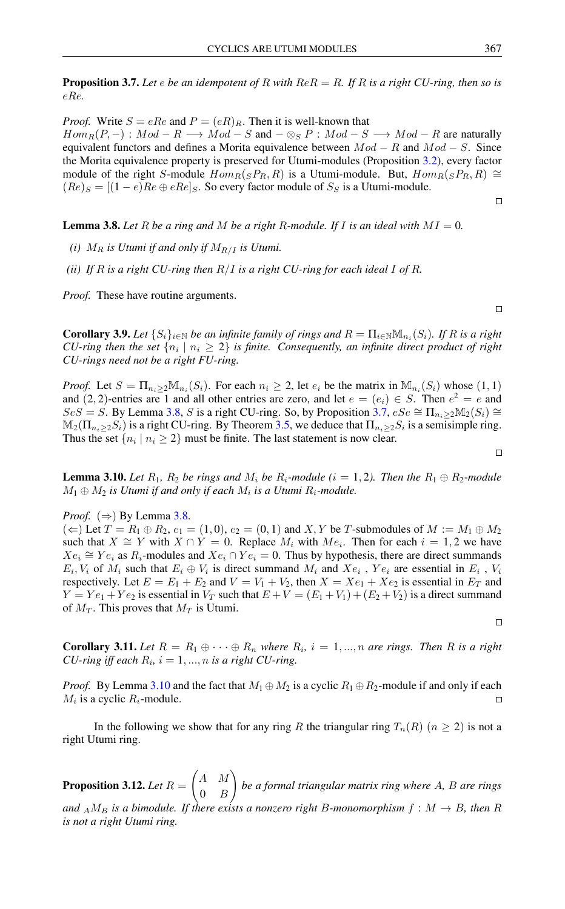**Proposition 3.7.** *Let $e$ be an idempotent of $R$ with $ReR = R$. If $R$ is a right CU-ring, then so is $eRe$.*

*Proof.* Write $S = eRe$ and $P = (eR)_R$. Then it is well-known that $Hom_R(P, -) : Mod - R \longrightarrow Mod - S$ and $- \otimes_S P : Mod - S \longrightarrow Mod - R$ are naturally equivalent functors and defines a Morita equivalence between $Mod - R$ and $Mod - S$. Since the Morita equivalence property is preserved for Utumi-modules (Proposition 3.2), every factor module of the right $S$-module $Hom_R({}_SP_R, R)$ is a Utumi-module. But, $Hom_R({}_SP_R, R) \cong (Re)_S = [(1-e)Re \oplus eRe]_S$. So every factor module of $S_S$ is a Utumi-module. $\square$

**Lemma 3.8.** *Let $R$ be a ring and $M$ be a right $R$-module. If $I$ is an ideal with $MI = 0$.*

*(i) $M_R$ is Utumi if and only if $M_{R/I}$ is Utumi.*

*(ii) If $R$ is a right CU-ring then $R/I$ is a right CU-ring for each ideal $I$ of $R$.*

*Proof.* These have routine arguments. $\square$

**Corollary 3.9.** *Let $\{S_i\}_{i \in \mathbb{N}}$ be an infinite family of rings and $R = \Pi_{i \in \mathbb{N}} \mathbb{M}_{n_i}(S_i)$. If $R$ is a right CU-ring then the set $\{n_i \mid n_i \geq 2\}$ is finite. Consequently, an infinite direct product of right CU-rings need not be a right FU-ring.*

*Proof.* Let $S = \Pi_{n_i \geq 2} \mathbb{M}_{n_i}(S_i)$. For each $n_i \geq 2$, let $e_i$ be the matrix in $\mathbb{M}_{n_i}(S_i)$ whose $(1,1)$ and $(2,2)$-entries are 1 and all other entries are zero, and let $e = (e_i) \in S$. Then $e^2 = e$ and $SeS = S$. By Lemma 3.8, $S$ is a right CU-ring. So, by Proposition 3.7, $eSe \cong \Pi_{n_i \geq 2} \mathbb{M}_2(S_i) \cong \mathbb{M}_2(\Pi_{n_i \geq 2} S_i)$ is a right CU-ring. By Theorem 3.5, we deduce that $\Pi_{n_i \geq 2} S_i$ is a semisimple ring. Thus the set $\{n_i \mid n_i \geq 2\}$ must be finite. The last statement is now clear. $\square$

**Lemma 3.10.** *Let $R_1$, $R_2$ be rings and $M_i$ be $R_i$-module $(i = 1, 2)$. Then the $R_1 \oplus R_2$-module $M_1 \oplus M_2$ is Utumi if and only if each $M_i$ is a Utumi $R_i$-module.*

*Proof.* $(\Rightarrow)$ By Lemma 3.8.
$(\Leftarrow)$ Let $T = R_1 \oplus R_2$, $e_1 = (1, 0)$, $e_2 = (0, 1)$ and $X, Y$ be $T$-submodules of $M := M_1 \oplus M_2$ such that $X \cong Y$ with $X \cap Y = 0$. Replace $M_i$ with $Me_i$. Then for each $i = 1, 2$ we have $Xe_i \cong Ye_i$ as $R_i$-modules and $Xe_i \cap Ye_i = 0$. Thus by hypothesis, there are direct summands $E_i, V_i$ of $M_i$ such that $E_i \oplus V_i$ is direct summand $M_i$ and $Xe_i$ , $Ye_i$ are essential in $E_i$ , $V_i$ respectively. Let $E = E_1 + E_2$ and $V = V_1 + V_2$, then $X = Xe_1 + Xe_2$ is essential in $E_T$ and $Y = Ye_1 + Ye_2$ is essential in $V_T$ such that $E + V = (E_1 + V_1) + (E_2 + V_2)$ is a direct summand of $M_T$. This proves that $M_T$ is Utumi. $\square$

**Corollary 3.11.** *Let $R = R_1 \oplus \cdots \oplus R_n$ where $R_i$, $i = 1, ..., n$ are rings. Then $R$ is a right CU-ring iff each $R_i$, $i = 1, ..., n$ is a right CU-ring.*

*Proof.* By Lemma 3.10 and the fact that $M_1 \oplus M_2$ is a cyclic $R_1 \oplus R_2$-module if and only if each $M_i$ is a cyclic $R_i$-module. $\square$

In the following we show that for any ring $R$ the triangular ring $T_n(R)$ $(n \geq 2)$ is not a right Utumi ring.

**Proposition 3.12.** *Let $R = \begin{pmatrix} A & M \\ 0 & B \end{pmatrix}$ be a formal triangular matrix ring where $A$, $B$ are rings and ${}_AM_B$ is a bimodule. If there exists a nonzero right $B$-monomorphism $f : M \to B$, then $R$ is not a right Utumi ring.*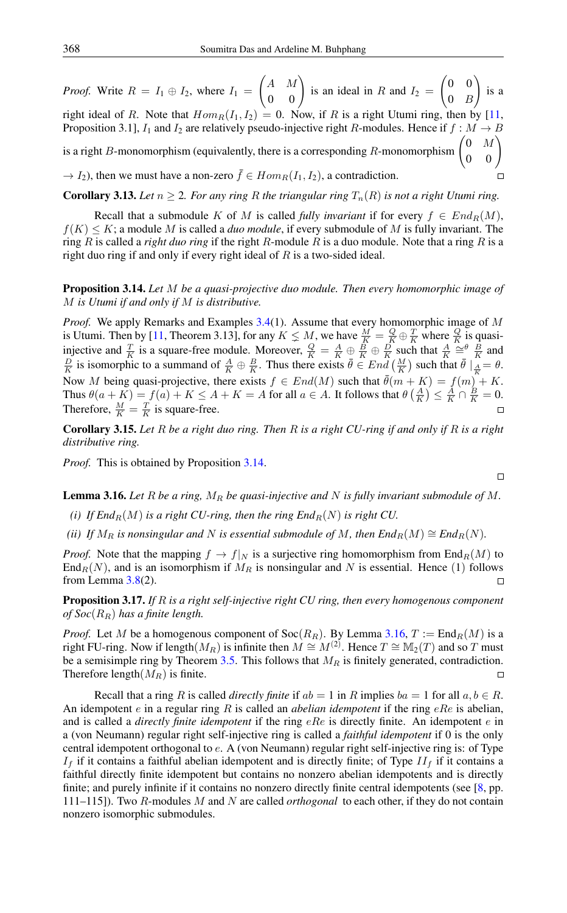*Proof.* Write $R = I_1 \oplus I_2$, where $I_1 = \begin{pmatrix} A & M \\ 0 & 0 \end{pmatrix}$ is an ideal in $R$ and $I_2 = \begin{pmatrix} 0 & 0 \\ 0 & B \end{pmatrix}$ is a right ideal of $R$. Note that $Hom_R(I_1, I_2) = 0$. Now, if $R$ is a right Utumi ring, then by [11, Proposition 3.1], $I_1$ and $I_2$ are relatively pseudo-injective right $R$-modules. Hence if $f : M \to B$ is a right $B$-monomorphism (equivalently, there is a corresponding $R$-monomorphism $\begin{pmatrix} 0 & M \\ 0 & 0 \end{pmatrix}$ $\to I_2$), then we must have a non-zero $\bar{f} \in Hom_R(I_1, I_2)$, a contradiction. □

**Corollary 3.13.** *Let $n \geq 2$. For any ring $R$ the triangular ring $T_n(R)$ is not a right Utumi ring.*

Recall that a submodule $K$ of $M$ is called *fully invariant* if for every $f \in End_R(M)$, $f(K) \leq K$; a module $M$ is called a *duo module*, if every submodule of $M$ is fully invariant. The ring $R$ is called a *right duo ring* if the right $R$-module $R$ is a duo module. Note that a ring $R$ is a right duo ring if and only if every right ideal of $R$ is a two-sided ideal.

**Proposition 3.14.** *Let $M$ be a quasi-projective duo module. Then every homomorphic image of $M$ is Utumi if and only if $M$ is distributive.*

*Proof.* We apply Remarks and Examples 3.4(1). Assume that every homomorphic image of $M$ is Utumi. Then by [11, Theorem 3.13], for any $K \leq M$, we have $\frac{M}{K} = \frac{Q}{K} \oplus \frac{T}{K}$ where $\frac{Q}{K}$ is quasi-injective and $\frac{T}{K}$ is a square-free module. Moreover, $\frac{Q}{K} = \frac{A}{K} \oplus \frac{B}{K} \oplus \frac{D}{K}$ such that $\frac{A}{K} \cong^{\theta} \frac{B}{K}$ and $\frac{D}{K}$ is isomorphic to a summand of $\frac{A}{K} \oplus \frac{B}{K}$. Thus there exists $\bar{\theta} \in End\left(\frac{M}{K}\right)$ such that $\bar{\theta}\mid_{\frac{A}{K}} = \theta$. Now $M$ being quasi-projective, there exists $f \in End(M)$ such that $\bar{\theta}(m + K) = f(m) + K$. Thus $\theta(a + K) = f(a) + K \leq A + K = A$ for all $a \in A$. It follows that $\theta\left(\frac{A}{K}\right) \leq \frac{A}{K} \cap \frac{B}{K} = 0$. Therefore, $\frac{M}{K} = \frac{T}{K}$ is square-free. □

**Corollary 3.15.** *Let $R$ be a right duo ring. Then $R$ is a right CU-ring if and only if $R$ is a right distributive ring.*

*Proof.* This is obtained by Proposition 3.14. □

**Lemma 3.16.** *Let $R$ be a ring, $M_R$ be quasi-injective and $N$ is fully invariant submodule of $M$.*

*(i) If $End_R(M)$ is a right CU-ring, then the ring $End_R(N)$ is right CU.*

*(ii) If $M_R$ is nonsingular and $N$ is essential submodule of $M$, then $End_R(M) \cong End_R(N)$.*

*Proof.* Note that the mapping $f \to f|_N$ is a surjective ring homomorphism from $\text{End}_R(M)$ to $\text{End}_R(N)$, and is an isomorphism if $M_R$ is nonsingular and $N$ is essential. Hence (1) follows from Lemma 3.8(2). □

**Proposition 3.17.** *If $R$ is a right self-injective right CU ring, then every homogenous component of $Soc(R_R)$ has a finite length.*

*Proof.* Let $M$ be a homogenous component of $\text{Soc}(R_R)$. By Lemma 3.16, $T := \text{End}_R(M)$ is a right FU-ring. Now if length$(M_R)$ is infinite then $M \cong M^{(2)}$. Hence $T \cong \mathbb{M}_2(T)$ and so $T$ must be a semisimple ring by Theorem 3.5. This follows that $M_R$ is finitely generated, contradiction. Therefore length$(M_R)$ is finite. □

Recall that a ring $R$ is called *directly finite* if $ab = 1$ in $R$ implies $ba = 1$ for all $a, b \in R$. An idempotent $e$ in a regular ring $R$ is called an *abelian idempotent* if the ring $eRe$ is abelian, and is called a *directly finite idempotent* if the ring $eRe$ is directly finite. An idempotent $e$ in a (von Neumann) regular right self-injective ring is called a *faithful idempotent* if 0 is the only central idempotent orthogonal to $e$. A (von Neumann) regular right self-injective ring is: of Type $I_f$ if it contains a faithful abelian idempotent and is directly finite; of Type $II_f$ if it contains a faithful directly finite idempotent but contains no nonzero abelian idempotents and is directly finite; and purely infinite if it contains no nonzero directly finite central idempotents (see [8, pp. 111–115]). Two $R$-modules $M$ and $N$ are called *orthogonal* to each other, if they do not contain nonzero isomorphic submodules.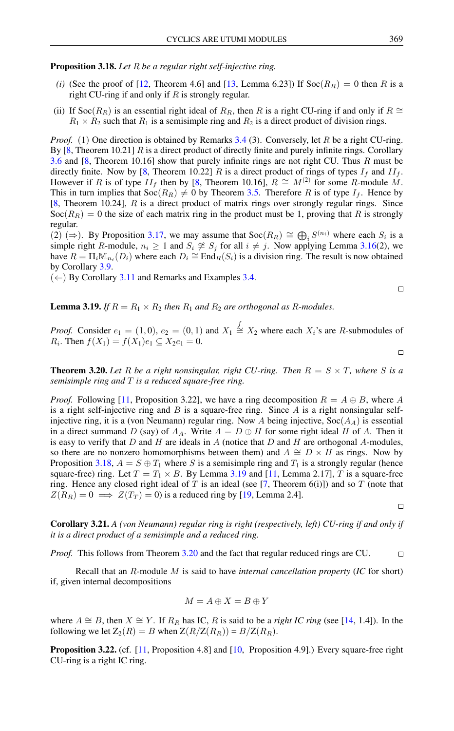**Proposition 3.18.** *Let $R$ be a regular right self-injective ring.*

*(i)* (See the proof of [12, Theorem 4.6] and [13, Lemma 6.23]) *If $\mathrm{Soc}(R_R) = 0$ then $R$ is a right CU-ring if and only if $R$ is strongly regular.*

(ii) *If $\mathrm{Soc}(R_R)$ is an essential right ideal of $R_R$, then $R$ is a right CU-ring if and only if $R \cong R_1 \times R_2$ such that $R_1$ is a semisimple ring and $R_2$ is a direct product of division rings.*

*Proof.* (1) One direction is obtained by Remarks 3.4 (3). Conversely, let $R$ be a right CU-ring. By [8, Theorem 10.21] $R$ is a direct product of directly finite and purely infinite rings. Corollary 3.6 and [8, Theorem 10.16] show that purely infinite rings are not right CU. Thus $R$ must be directly finite. Now by [8, Theorem 10.22] $R$ is a direct product of rings of types $I_f$ and $II_f$. However if $R$ is of type $II_f$ then by [8, Theorem 10.16], $R \cong M^{(2)}$ for some $R$-module $M$. This in turn implies that $\mathrm{Soc}(R_R) \neq 0$ by Theorem 3.5. Therefore $R$ is of type $I_f$. Hence by [8, Theorem 10.24], $R$ is a direct product of matrix rings over strongly regular rings. Since $\mathrm{Soc}(R_R) = 0$ the size of each matrix ring in the product must be 1, proving that $R$ is strongly regular.

(2) ($\Rightarrow$). By Proposition 3.17, we may assume that $\mathrm{Soc}(R_R) \cong \bigoplus_i S^{(n_i)}$ where each $S_i$ is a simple right $R$-module, $n_i \geq 1$ and $S_i \ncong S_j$ for all $i \neq j$. Now applying Lemma 3.16(2), we have $R = \Pi_i \mathbb{M}_{n_i}(D_i)$ where each $D_i \cong \mathrm{End}_R(S_i)$ is a division ring. The result is now obtained by Corollary 3.9.

($\Leftarrow$) By Corollary 3.11 and Remarks and Examples 3.4. □

**Lemma 3.19.** *If $R = R_1 \times R_2$ then $R_1$ and $R_2$ are orthogonal as $R$-modules.*

*Proof.* Consider $e_1 = (1, 0)$, $e_2 = (0, 1)$ and $X_1 \overset{f}{\cong} X_2$ where each $X_i$'s are $R$-submodules of $R_i$. Then $f(X_1) = f(X_1)e_1 \subseteq X_2 e_1 = 0$. □

**Theorem 3.20.** *Let $R$ be a right nonsingular, right CU-ring. Then $R = S \times T$, where $S$ is a semisimple ring and $T$ is a reduced square-free ring.*

*Proof.* Following [11, Proposition 3.22], we have a ring decomposition $R = A \oplus B$, where $A$ is a right self-injective ring and $B$ is a square-free ring. Since $A$ is a right nonsingular self-injective ring, it is a (von Neumann) regular ring. Now $A$ being injective, $\mathrm{Soc}(A_A)$ is essential in a direct summand $D$ (say) of $A_A$. Write $A = D \oplus H$ for some right ideal $H$ of $A$. Then it is easy to verify that $D$ and $H$ are ideals in $A$ (notice that $D$ and $H$ are orthogonal $A$-modules, so there are no nonzero homomorphisms between them) and $A \cong D \times H$ as rings. Now by Proposition 3.18, $A = S \oplus T_1$ where $S$ is a semisimple ring and $T_1$ is a strongly regular (hence square-free) ring. Let $T = T_1 \times B$. By Lemma 3.19 and [11, Lemma 2.17], $T$ is a square-free ring. Hence any closed right ideal of $T$ is an ideal (see [7, Theorem 6(i)]) and so $T$ (note that $Z(R_R) = 0 \implies Z(T_T) = 0$) is a reduced ring by [19, Lemma 2.4]. □

**Corollary 3.21.** *A (von Neumann) regular ring is right (respectively, left) CU-ring if and only if it is a direct product of a semisimple and a reduced ring.*

*Proof.* This follows from Theorem 3.20 and the fact that regular reduced rings are CU. □

Recall that an $R$-module $M$ is said to have *internal cancellation property* (*IC* for short) if, given internal decompositions

$$M = A \oplus X = B \oplus Y$$

where $A \cong B$, then $X \cong Y$. If $R_R$ has IC, $R$ is said to be a *right IC ring* (see [14, 1.4]). In the following we let $\mathrm{Z}_2(R) = B$ when $\mathrm{Z}(R/\mathrm{Z}(R_R)) = B/\mathrm{Z}(R_R)$.

**Proposition 3.22.** (cf. [11, Proposition 4.8] and [10, Proposition 4.9].) *Every square-free right CU-ring is a right IC ring.*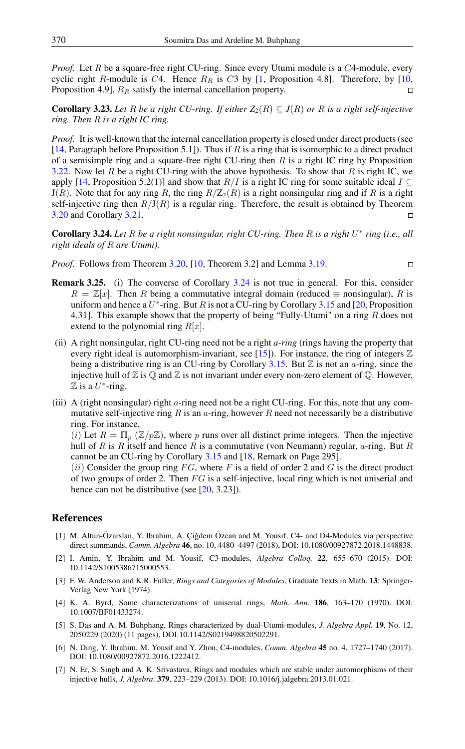*Proof.* Let $R$ be a square-free right CU-ring. Since every Utumi module is a $C4$-module, every cyclic right $R$-module is $C4$. Hence $R_R$ is $C3$ by [1, Proposition 4.8]. Therefore, by [10, Proposition 4.9], $R_R$ satisfy the internal cancellation property. □

**Corollary 3.23.** *Let $R$ be a right CU-ring. If either $Z_2(R) \subseteq J(R)$ or $R$ is a right self-injective ring. Then $R$ is a right IC ring.*

*Proof.* It is well-known that the internal cancellation property is closed under direct products (see [14, Paragraph before Proposition 5.1]). Thus if $R$ is a ring that is isomorphic to a direct product of a semisimple ring and a square-free right CU-ring then $R$ is a right IC ring by Proposition 3.22. Now let $R$ be a right CU-ring with the above hypothesis. To show that $R$ is right IC, we apply [14, Proposition 5.2(1)] and show that $R/I$ is a right IC ring for some suitable ideal $I \subseteq J(R)$. Note that for any ring $R$, the ring $R/Z_2(R)$ is a right nonsingular ring and if $R$ is a right self-injective ring then $R/J(R)$ is a regular ring. Therefore, the result is obtained by Theorem 3.20 and Corollary 3.21. □

**Corollary 3.24.** *Let $R$ be a right nonsingular, right CU-ring. Then $R$ is a right $U^*$ ring (i.e., all right ideals of $R$ are Utumi).*

*Proof.* Follows from Theorem 3.20, [10, Theorem 3.2] and Lemma 3.19. □

**Remark 3.25.** (i) The converse of Corollary 3.24 is not true in general. For this, consider $R = \mathbb{Z}[x]$. Then $R$ being a commutative integral domain (reduced $\equiv$ nonsingular), $R$ is uniform and hence a $U^*$-ring. But $R$ is not a CU-ring by Corollary 3.15 and [20, Proposition 4.31]. This example shows that the property of being "Fully-Utumi" on a ring $R$ does not extend to the polynomial ring $R[x]$.

(ii) A right nonsingular, right CU-ring need not be a right *a-ring* (rings having the property that every right ideal is automorphism-invariant, see [15]). For instance, the ring of integers $\mathbb{Z}$ being a distributive ring is an CU-ring by Corollary 3.15. But $\mathbb{Z}$ is not an $a$-ring, since the injective hull of $\mathbb{Z}$ is $\mathbb{Q}$ and $\mathbb{Z}$ is not invariant under every non-zero element of $\mathbb{Q}$. However, $\mathbb{Z}$ is a $U^*$-ring.

(iii) A (right nonsingular) right $a$-ring need not be a right CU-ring. For this, note that any commutative self-injective ring $R$ is an $a$-ring, however $R$ need not necessarily be a distributive ring. For instance,
$(i)$ Let $R = \Pi_p\,(\mathbb{Z}/p\mathbb{Z})$, where $p$ runs over all distinct prime integers. Then the injective hull of $R$ is $R$ itself and hence $R$ is a commutative (von Neumann) regular, $a$-ring. But $R$ cannot be an CU-ring by Corollary 3.15 and [18, Remark on Page 295].
$(ii)$ Consider the group ring $FG$, where $F$ is a field of order 2 and $G$ is the direct product of two groups of order 2. Then $FG$ is a self-injective, local ring which is not uniserial and hence can not be distributive (see [20, 3.23]).

## References

[1] M. Altun-Özarslan, Y. Ibrahim, A. Çiğdem Özcan and M. Yousif, C4- and D4-Modules via perspective direct summands, *Comm. Algebra* **46**, no. 10, 4480–4497 (2018), DOI: 10.1080/00927872.2018.1448838.

[2] I. Amin, Y. Ibrahim and M. Yousif, C3-modules, *Algebra Colloq.* **22**, 655–670 (2015). DOI: 10.1142/S1005386715000553.

[3] F. W. Anderson and K.R. Fuller, *Rings and Categories of Modules*, Graduate Texts in Math. **13**: Springer-Verlag New York (1974).

[4] K. A. Byrd, Some characterizations of uniserial rings, *Math. Ann.* **186**, 163–170 (1970). DOI: 10.1007/BF01433274.

[5] S. Das and A. M. Buhphang, Rings characterized by dual-Utumi-modules, *J. Algebra Appl.* **19**, No. 12, 2050229 (2020) (11 pages), DOI:10.1142/S0219498820502291.

[6] N. Ding, Y. Ibrahim, M. Yousif and Y. Zhou, C4-modules, *Comm. Algebra* **45** no. 4, 1727–1740 (2017). DOI: 10.1080/00927872.2016.1222412.

[7] N. Er, S. Singh and A. K. Srivastava, Rings and modules which are stable under automorphisms of their injective hulls, *J. Algebra*. **379**, 223–229 (2013). DOI: 10.1016/j.jalgebra.2013.01.021.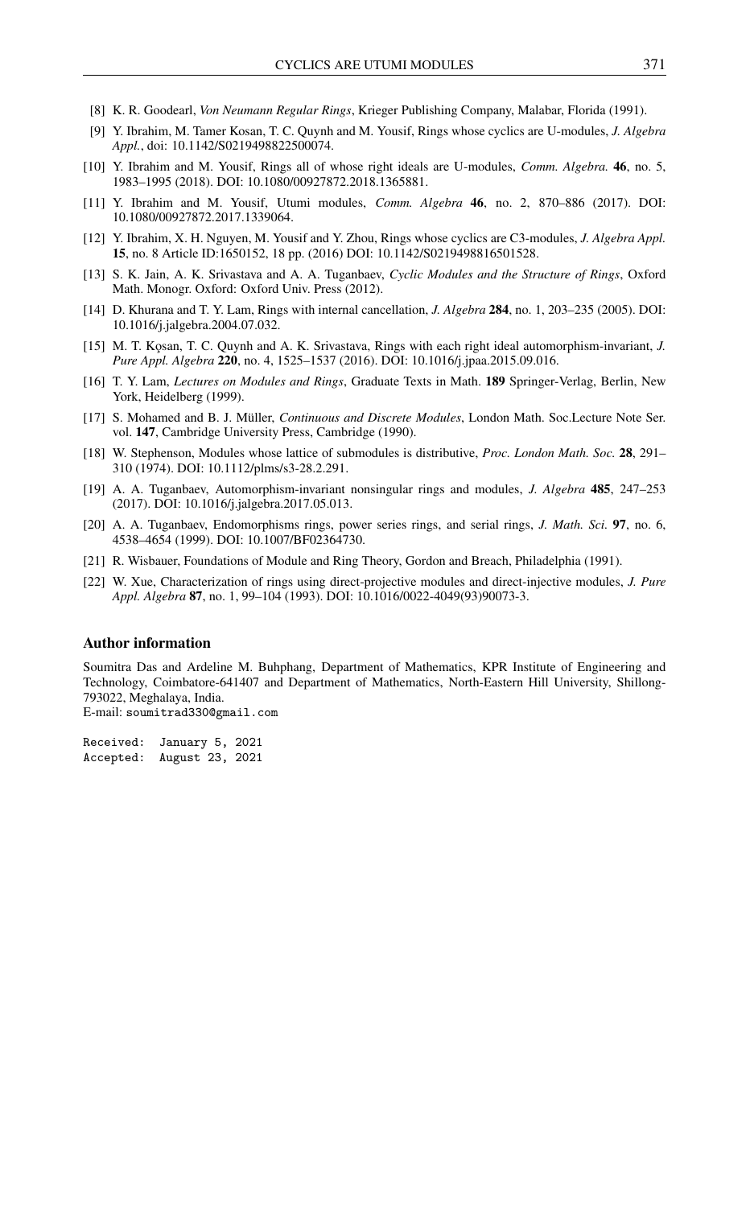[8] K. R. Goodearl, *Von Neumann Regular Rings*, Krieger Publishing Company, Malabar, Florida (1991).

[9] Y. Ibrahim, M. Tamer Kosan, T. C. Quynh and M. Yousif, Rings whose cyclics are U-modules, *J. Algebra Appl.*, doi: 10.1142/S0219498822500074.

[10] Y. Ibrahim and M. Yousif, Rings all of whose right ideals are U-modules, *Comm. Algebra.* **46**, no. 5, 1983–1995 (2018). DOI: 10.1080/00927872.2018.1365881.

[11] Y. Ibrahim and M. Yousif, Utumi modules, *Comm. Algebra* **46**, no. 2, 870–886 (2017). DOI: 10.1080/00927872.2017.1339064.

[12] Y. Ibrahim, X. H. Nguyen, M. Yousif and Y. Zhou, Rings whose cyclics are C3-modules, *J. Algebra Appl.* **15**, no. 8 Article ID:1650152, 18 pp. (2016) DOI: 10.1142/S0219498816501528.

[13] S. K. Jain, A. K. Srivastava and A. A. Tuganbaev, *Cyclic Modules and the Structure of Rings*, Oxford Math. Monogr. Oxford: Oxford Univ. Press (2012).

[14] D. Khurana and T. Y. Lam, Rings with internal cancellation, *J. Algebra* **284**, no. 1, 203–235 (2005). DOI: 10.1016/j.jalgebra.2004.07.032.

[15] M. T. Kọsan, T. C. Quynh and A. K. Srivastava, Rings with each right ideal automorphism-invariant, *J. Pure Appl. Algebra* **220**, no. 4, 1525–1537 (2016). DOI: 10.1016/j.jpaa.2015.09.016.

[16] T. Y. Lam, *Lectures on Modules and Rings*, Graduate Texts in Math. **189** Springer-Verlag, Berlin, New York, Heidelberg (1999).

[17] S. Mohamed and B. J. Müller, *Continuous and Discrete Modules*, London Math. Soc.Lecture Note Ser. vol. **147**, Cambridge University Press, Cambridge (1990).

[18] W. Stephenson, Modules whose lattice of submodules is distributive, *Proc. London Math. Soc.* **28**, 291–310 (1974). DOI: 10.1112/plms/s3-28.2.291.

[19] A. A. Tuganbaev, Automorphism-invariant nonsingular rings and modules, *J. Algebra* **485**, 247–253 (2017). DOI: 10.1016/j.jalgebra.2017.05.013.

[20] A. A. Tuganbaev, Endomorphisms rings, power series rings, and serial rings, *J. Math. Sci.* **97**, no. 6, 4538–4654 (1999). DOI: 10.1007/BF02364730.

[21] R. Wisbauer, Foundations of Module and Ring Theory, Gordon and Breach, Philadelphia (1991).

[22] W. Xue, Characterization of rings using direct-projective modules and direct-injective modules, *J. Pure Appl. Algebra* **87**, no. 1, 99–104 (1993). DOI: 10.1016/0022-4049(93)90073-3.

## Author information

Soumitra Das and Ardeline M. Buhphang, Department of Mathematics, KPR Institute of Engineering and Technology, Coimbatore-641407 and Department of Mathematics, North-Eastern Hill University, Shillong-793022, Meghalaya, India.
E-mail: soumitrad330@gmail.com

Received: January 5, 2021
Accepted: August 23, 2021